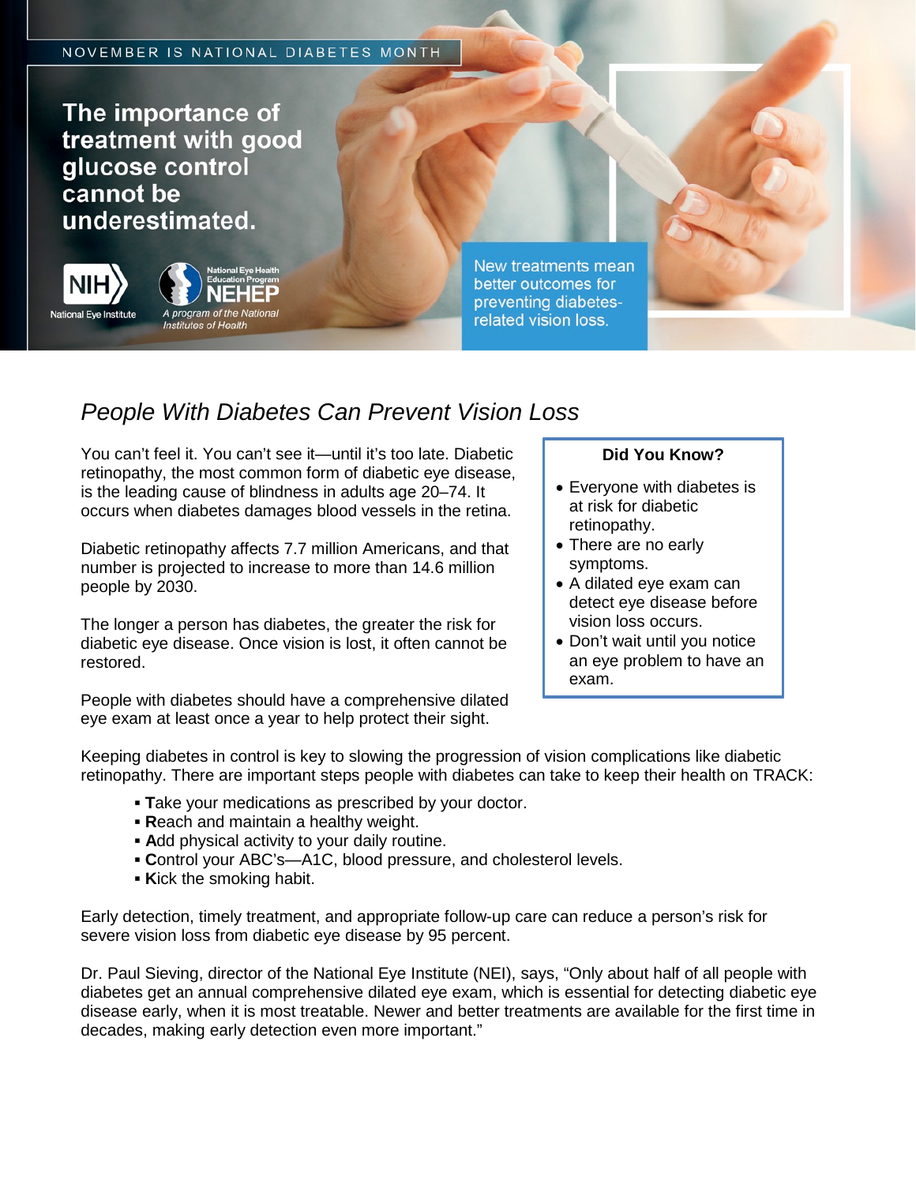NOVEMBER IS NATIONAL DIABETES MONTH

# The importance of treatment with good glucose control cannot be underestimated.

NIH National Eye Institute

National Eye Health Education Program NEHEP A program of the National Institutes of Health

New treatments mean better outcomes for preventing diabetes-related vision loss.

## *People With Diabetes Can Prevent Vision Loss*

You can't feel it. You can't see it—until it's too late. Diabetic retinopathy, the most common form of diabetic eye disease, is the leading cause of blindness in adults age 20–74. It occurs when diabetes damages blood vessels in the retina.

Diabetic retinopathy affects 7.7 million Americans, and that number is projected to increase to more than 14.6 million people by 2030.

The longer a person has diabetes, the greater the risk for diabetic eye disease. Once vision is lost, it often cannot be restored.

People with diabetes should have a comprehensive dilated eye exam at least once a year to help protect their sight.

**Did You Know?**

- Everyone with diabetes is at risk for diabetic retinopathy.
- There are no early symptoms.
- A dilated eye exam can detect eye disease before vision loss occurs.
- Don't wait until you notice an eye problem to have an exam.

Keeping diabetes in control is key to slowing the progression of vision complications like diabetic retinopathy. There are important steps people with diabetes can take to keep their health on TRACK:

- **T**ake your medications as prescribed by your doctor.
- **R**each and maintain a healthy weight.
- **A**dd physical activity to your daily routine.
- **C**ontrol your ABC's—A1C, blood pressure, and cholesterol levels.
- **K**ick the smoking habit.

Early detection, timely treatment, and appropriate follow-up care can reduce a person's risk for severe vision loss from diabetic eye disease by 95 percent.

Dr. Paul Sieving, director of the National Eye Institute (NEI), says, "Only about half of all people with diabetes get an annual comprehensive dilated eye exam, which is essential for detecting diabetic eye disease early, when it is most treatable. Newer and better treatments are available for the first time in decades, making early detection even more important."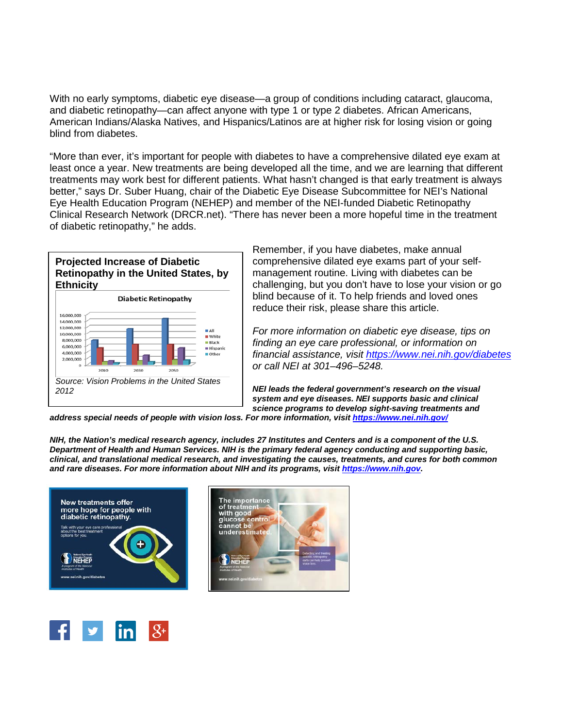With no early symptoms, diabetic eye disease—a group of conditions including cataract, glaucoma, and diabetic retinopathy—can affect anyone with type 1 or type 2 diabetes. African Americans, American Indians/Alaska Natives, and Hispanics/Latinos are at higher risk for losing vision or going blind from diabetes.

"More than ever, it's important for people with diabetes to have a comprehensive dilated eye exam at least once a year. New treatments are being developed all the time, and we are learning that different treatments may work best for different patients. What hasn't changed is that early treatment is always better," says Dr. Suber Huang, chair of the Diabetic Eye Disease Subcommittee for NEI's National Eye Health Education Program (NEHEP) and member of the NEI-funded Diabetic Retinopathy Clinical Research Network (DRCR.net). "There has never been a more hopeful time in the treatment of diabetic retinopathy," he adds.

**Projected Increase of Diabetic Retinopathy in the United States, by Ethnicity**

Diabetic Retinopathy

16,000,000
14,000,000
12,000,000
10,000,000
8,000,000
6,000,000
4,000,000
2,000,000
0

2010
2030
2050

All
White
Black
Hispanic
Other

*Source: Vision Problems in the United States 2012*

Remember, if you have diabetes, make annual comprehensive dilated eye exams part of your self-management routine. Living with diabetes can be challenging, but you don't have to lose your vision or go blind because of it. To help friends and loved ones reduce their risk, please share this article.

*For more information on diabetic eye disease, tips on finding an eye care professional, or information on financial assistance, visit https://www.nei.nih.gov/diabetes or call NEI at 301–496–5248.*

***NEI leads the federal government's research on the visual system and eye diseases. NEI supports basic and clinical science programs to develop sight-saving treatments and address special needs of people with vision loss. For more information, visit https://www.nei.nih.gov/***

***NIH, the Nation's medical research agency, includes 27 Institutes and Centers and is a component of the U.S. Department of Health and Human Services. NIH is the primary federal agency conducting and supporting basic, clinical, and translational medical research, and investigating the causes, treatments, and cures for both common and rare diseases. For more information about NIH and its programs, visit https://www.nih.gov.***